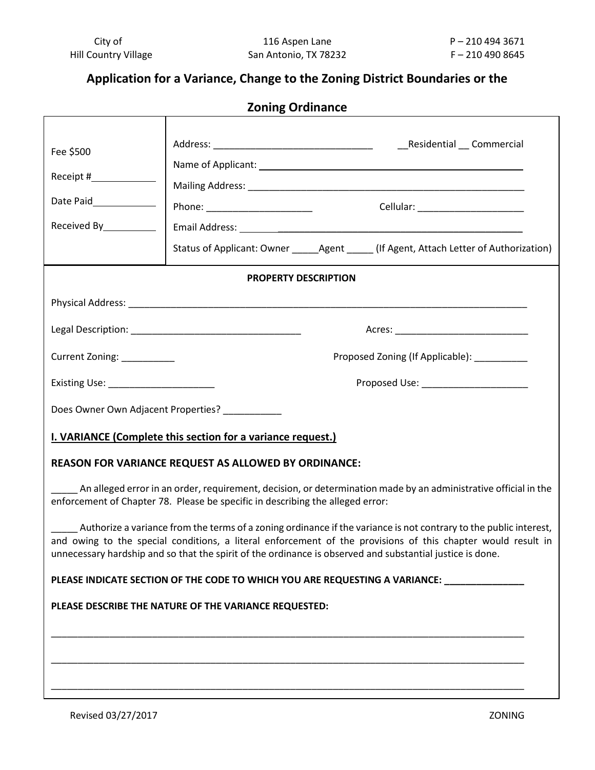City of
Hill Country Village

116 Aspen Lane
San Antonio, TX 78232

P – 210 494 3671
F – 210 490 8645

## Application for a Variance, Change to the Zoning District Boundaries or the Zoning Ordinance

| | |
|---|---|
| Fee $500<br><br>Receipt #____________<br><br>Date Paid____________<br><br>Received By__________ | Address: ______________________________ __Residential __ Commercial<br><br>Name of Applicant: ______________________________________________<br><br>Mailing Address: ______________________________________________<br><br>Phone: ____________________ Cellular: ____________________<br><br>Email Address: ______________________________________________<br><br>Status of Applicant: Owner _____Agent _____ (If Agent, Attach Letter of Authorization) |

**PROPERTY DESCRIPTION**

Physical Address: ______________________________________________________________________________

Legal Description: ________________________________ Acres: __________________________

Current Zoning: __________ Proposed Zoning (If Applicable): __________

Existing Use: ____________________ Proposed Use: ____________________

Does Owner Own Adjacent Properties? ___________

**I. VARIANCE (Complete this section for a variance request.)**

**REASON FOR VARIANCE REQUEST AS ALLOWED BY ORDINANCE:**

_____ An alleged error in an order, requirement, decision, or determination made by an administrative official in the enforcement of Chapter 78. Please be specific in describing the alleged error:

_____ Authorize a variance from the terms of a zoning ordinance if the variance is not contrary to the public interest, and owing to the special conditions, a literal enforcement of the provisions of this chapter would result in unnecessary hardship and so that the spirit of the ordinance is observed and substantial justice is done.

**PLEASE INDICATE SECTION OF THE CODE TO WHICH YOU ARE REQUESTING A VARIANCE: _______________**

**PLEASE DESCRIBE THE NATURE OF THE VARIANCE REQUESTED:**

______________________________________________________________________________________

______________________________________________________________________________________

______________________________________________________________________________________

Revised 03/27/2017 ZONING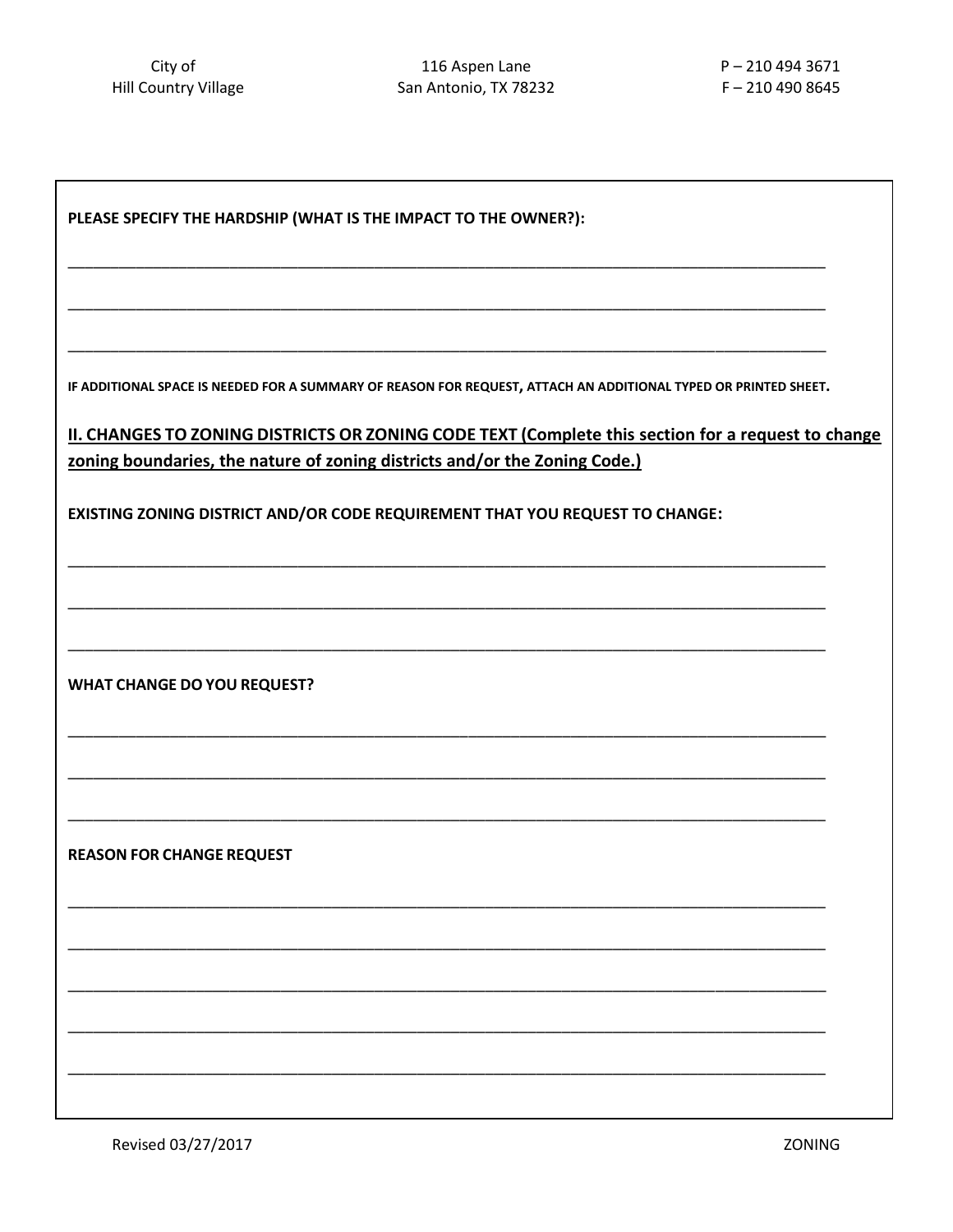**PLEASE SPECIFY THE HARDSHIP (WHAT IS THE IMPACT TO THE OWNER?):**

\_\_\_\_\_\_\_\_\_\_\_\_\_\_\_\_\_\_\_\_\_\_\_\_\_\_\_\_\_\_\_\_\_\_\_\_\_\_\_\_\_\_\_\_\_\_\_\_\_\_\_\_\_\_\_\_\_\_\_\_\_\_\_\_\_\_\_\_\_\_\_\_\_\_\_\_\_\_

\_\_\_\_\_\_\_\_\_\_\_\_\_\_\_\_\_\_\_\_\_\_\_\_\_\_\_\_\_\_\_\_\_\_\_\_\_\_\_\_\_\_\_\_\_\_\_\_\_\_\_\_\_\_\_\_\_\_\_\_\_\_\_\_\_\_\_\_\_\_\_\_\_\_\_\_\_\_

\_\_\_\_\_\_\_\_\_\_\_\_\_\_\_\_\_\_\_\_\_\_\_\_\_\_\_\_\_\_\_\_\_\_\_\_\_\_\_\_\_\_\_\_\_\_\_\_\_\_\_\_\_\_\_\_\_\_\_\_\_\_\_\_\_\_\_\_\_\_\_\_\_\_\_\_\_\_

**IF ADDITIONAL SPACE IS NEEDED FOR A SUMMARY OF REASON FOR REQUEST, ATTACH AN ADDITIONAL TYPED OR PRINTED SHEET.**

## II. CHANGES TO ZONING DISTRICTS OR ZONING CODE TEXT (Complete this section for a request to change zoning boundaries, the nature of zoning districts and/or the Zoning Code.)

**EXISTING ZONING DISTRICT AND/OR CODE REQUIREMENT THAT YOU REQUEST TO CHANGE:**

\_\_\_\_\_\_\_\_\_\_\_\_\_\_\_\_\_\_\_\_\_\_\_\_\_\_\_\_\_\_\_\_\_\_\_\_\_\_\_\_\_\_\_\_\_\_\_\_\_\_\_\_\_\_\_\_\_\_\_\_\_\_\_\_\_\_\_\_\_\_\_\_\_\_\_\_\_\_

\_\_\_\_\_\_\_\_\_\_\_\_\_\_\_\_\_\_\_\_\_\_\_\_\_\_\_\_\_\_\_\_\_\_\_\_\_\_\_\_\_\_\_\_\_\_\_\_\_\_\_\_\_\_\_\_\_\_\_\_\_\_\_\_\_\_\_\_\_\_\_\_\_\_\_\_\_\_

\_\_\_\_\_\_\_\_\_\_\_\_\_\_\_\_\_\_\_\_\_\_\_\_\_\_\_\_\_\_\_\_\_\_\_\_\_\_\_\_\_\_\_\_\_\_\_\_\_\_\_\_\_\_\_\_\_\_\_\_\_\_\_\_\_\_\_\_\_\_\_\_\_\_\_\_\_\_

**WHAT CHANGE DO YOU REQUEST?**

\_\_\_\_\_\_\_\_\_\_\_\_\_\_\_\_\_\_\_\_\_\_\_\_\_\_\_\_\_\_\_\_\_\_\_\_\_\_\_\_\_\_\_\_\_\_\_\_\_\_\_\_\_\_\_\_\_\_\_\_\_\_\_\_\_\_\_\_\_\_\_\_\_\_\_\_\_\_

\_\_\_\_\_\_\_\_\_\_\_\_\_\_\_\_\_\_\_\_\_\_\_\_\_\_\_\_\_\_\_\_\_\_\_\_\_\_\_\_\_\_\_\_\_\_\_\_\_\_\_\_\_\_\_\_\_\_\_\_\_\_\_\_\_\_\_\_\_\_\_\_\_\_\_\_\_\_

\_\_\_\_\_\_\_\_\_\_\_\_\_\_\_\_\_\_\_\_\_\_\_\_\_\_\_\_\_\_\_\_\_\_\_\_\_\_\_\_\_\_\_\_\_\_\_\_\_\_\_\_\_\_\_\_\_\_\_\_\_\_\_\_\_\_\_\_\_\_\_\_\_\_\_\_\_\_

**REASON FOR CHANGE REQUEST**

\_\_\_\_\_\_\_\_\_\_\_\_\_\_\_\_\_\_\_\_\_\_\_\_\_\_\_\_\_\_\_\_\_\_\_\_\_\_\_\_\_\_\_\_\_\_\_\_\_\_\_\_\_\_\_\_\_\_\_\_\_\_\_\_\_\_\_\_\_\_\_\_\_\_\_\_\_\_

\_\_\_\_\_\_\_\_\_\_\_\_\_\_\_\_\_\_\_\_\_\_\_\_\_\_\_\_\_\_\_\_\_\_\_\_\_\_\_\_\_\_\_\_\_\_\_\_\_\_\_\_\_\_\_\_\_\_\_\_\_\_\_\_\_\_\_\_\_\_\_\_\_\_\_\_\_\_

\_\_\_\_\_\_\_\_\_\_\_\_\_\_\_\_\_\_\_\_\_\_\_\_\_\_\_\_\_\_\_\_\_\_\_\_\_\_\_\_\_\_\_\_\_\_\_\_\_\_\_\_\_\_\_\_\_\_\_\_\_\_\_\_\_\_\_\_\_\_\_\_\_\_\_\_\_\_

\_\_\_\_\_\_\_\_\_\_\_\_\_\_\_\_\_\_\_\_\_\_\_\_\_\_\_\_\_\_\_\_\_\_\_\_\_\_\_\_\_\_\_\_\_\_\_\_\_\_\_\_\_\_\_\_\_\_\_\_\_\_\_\_\_\_\_\_\_\_\_\_\_\_\_\_\_\_

\_\_\_\_\_\_\_\_\_\_\_\_\_\_\_\_\_\_\_\_\_\_\_\_\_\_\_\_\_\_\_\_\_\_\_\_\_\_\_\_\_\_\_\_\_\_\_\_\_\_\_\_\_\_\_\_\_\_\_\_\_\_\_\_\_\_\_\_\_\_\_\_\_\_\_\_\_\_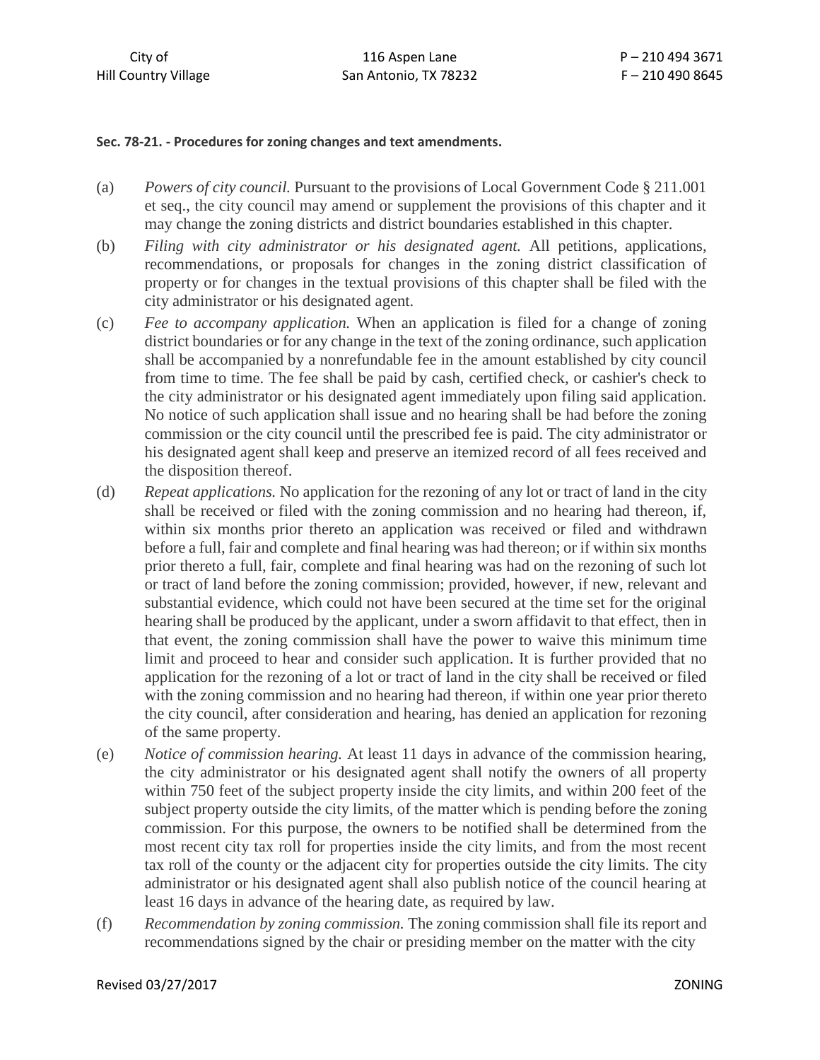**Sec. 78-21. - Procedures for zoning changes and text amendments.**

(a) *Powers of city council.* Pursuant to the provisions of Local Government Code § 211.001 et seq., the city council may amend or supplement the provisions of this chapter and it may change the zoning districts and district boundaries established in this chapter.

(b) *Filing with city administrator or his designated agent.* All petitions, applications, recommendations, or proposals for changes in the zoning district classification of property or for changes in the textual provisions of this chapter shall be filed with the city administrator or his designated agent.

(c) *Fee to accompany application.* When an application is filed for a change of zoning district boundaries or for any change in the text of the zoning ordinance, such application shall be accompanied by a nonrefundable fee in the amount established by city council from time to time. The fee shall be paid by cash, certified check, or cashier's check to the city administrator or his designated agent immediately upon filing said application. No notice of such application shall issue and no hearing shall be had before the zoning commission or the city council until the prescribed fee is paid. The city administrator or his designated agent shall keep and preserve an itemized record of all fees received and the disposition thereof.

(d) *Repeat applications.* No application for the rezoning of any lot or tract of land in the city shall be received or filed with the zoning commission and no hearing had thereon, if, within six months prior thereto an application was received or filed and withdrawn before a full, fair and complete and final hearing was had thereon; or if within six months prior thereto a full, fair, complete and final hearing was had on the rezoning of such lot or tract of land before the zoning commission; provided, however, if new, relevant and substantial evidence, which could not have been secured at the time set for the original hearing shall be produced by the applicant, under a sworn affidavit to that effect, then in that event, the zoning commission shall have the power to waive this minimum time limit and proceed to hear and consider such application. It is further provided that no application for the rezoning of a lot or tract of land in the city shall be received or filed with the zoning commission and no hearing had thereon, if within one year prior thereto the city council, after consideration and hearing, has denied an application for rezoning of the same property.

(e) *Notice of commission hearing.* At least 11 days in advance of the commission hearing, the city administrator or his designated agent shall notify the owners of all property within 750 feet of the subject property inside the city limits, and within 200 feet of the subject property outside the city limits, of the matter which is pending before the zoning commission. For this purpose, the owners to be notified shall be determined from the most recent city tax roll for properties inside the city limits, and from the most recent tax roll of the county or the adjacent city for properties outside the city limits. The city administrator or his designated agent shall also publish notice of the council hearing at least 16 days in advance of the hearing date, as required by law.

(f) *Recommendation by zoning commission.* The zoning commission shall file its report and recommendations signed by the chair or presiding member on the matter with the city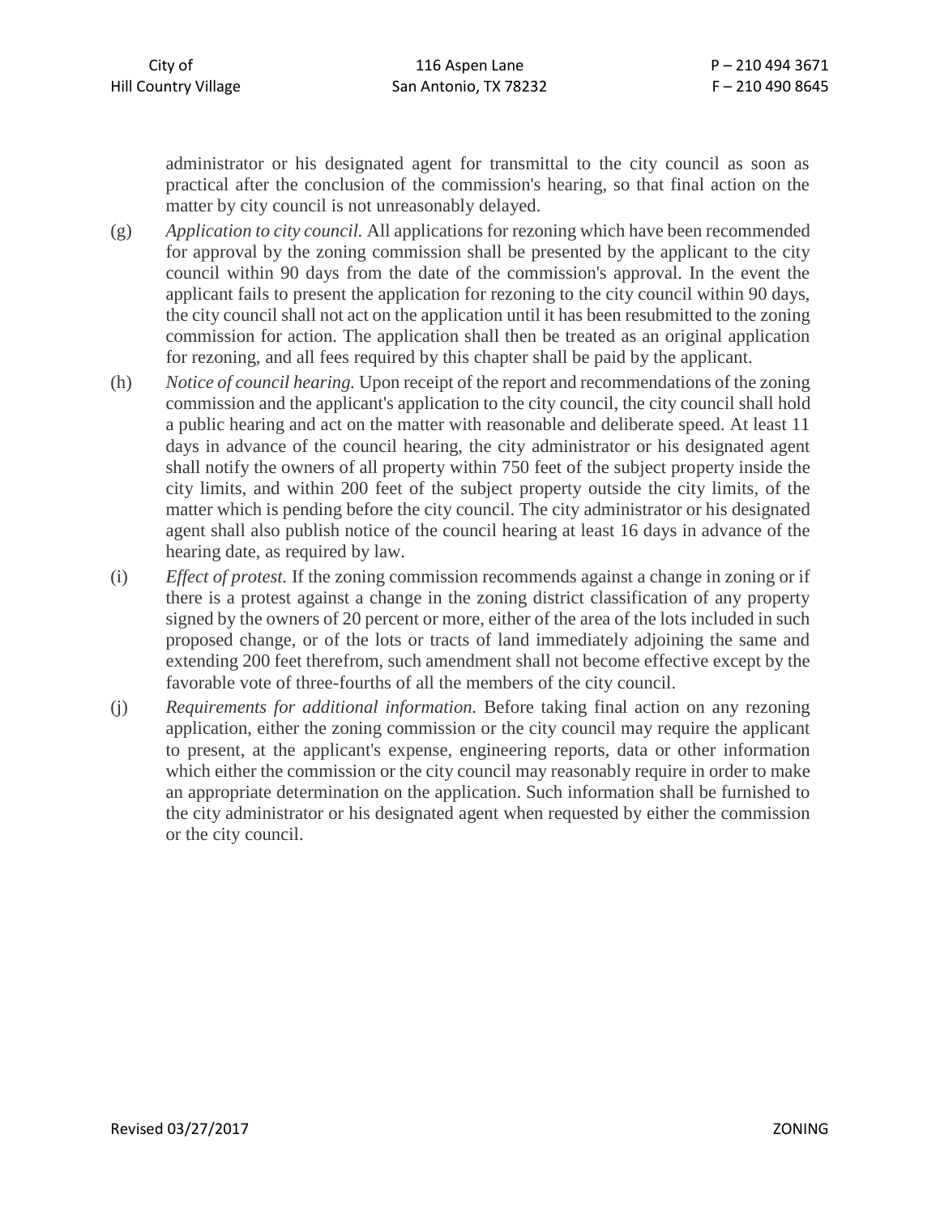administrator or his designated agent for transmittal to the city council as soon as practical after the conclusion of the commission's hearing, so that final action on the matter by city council is not unreasonably delayed.

(g) *Application to city council.* All applications for rezoning which have been recommended for approval by the zoning commission shall be presented by the applicant to the city council within 90 days from the date of the commission's approval. In the event the applicant fails to present the application for rezoning to the city council within 90 days, the city council shall not act on the application until it has been resubmitted to the zoning commission for action. The application shall then be treated as an original application for rezoning, and all fees required by this chapter shall be paid by the applicant.

(h) *Notice of council hearing.* Upon receipt of the report and recommendations of the zoning commission and the applicant's application to the city council, the city council shall hold a public hearing and act on the matter with reasonable and deliberate speed. At least 11 days in advance of the council hearing, the city administrator or his designated agent shall notify the owners of all property within 750 feet of the subject property inside the city limits, and within 200 feet of the subject property outside the city limits, of the matter which is pending before the city council. The city administrator or his designated agent shall also publish notice of the council hearing at least 16 days in advance of the hearing date, as required by law.

(i) *Effect of protest.* If the zoning commission recommends against a change in zoning or if there is a protest against a change in the zoning district classification of any property signed by the owners of 20 percent or more, either of the area of the lots included in such proposed change, or of the lots or tracts of land immediately adjoining the same and extending 200 feet therefrom, such amendment shall not become effective except by the favorable vote of three-fourths of all the members of the city council.

(j) *Requirements for additional information.* Before taking final action on any rezoning application, either the zoning commission or the city council may require the applicant to present, at the applicant's expense, engineering reports, data or other information which either the commission or the city council may reasonably require in order to make an appropriate determination on the application. Such information shall be furnished to the city administrator or his designated agent when requested by either the commission or the city council.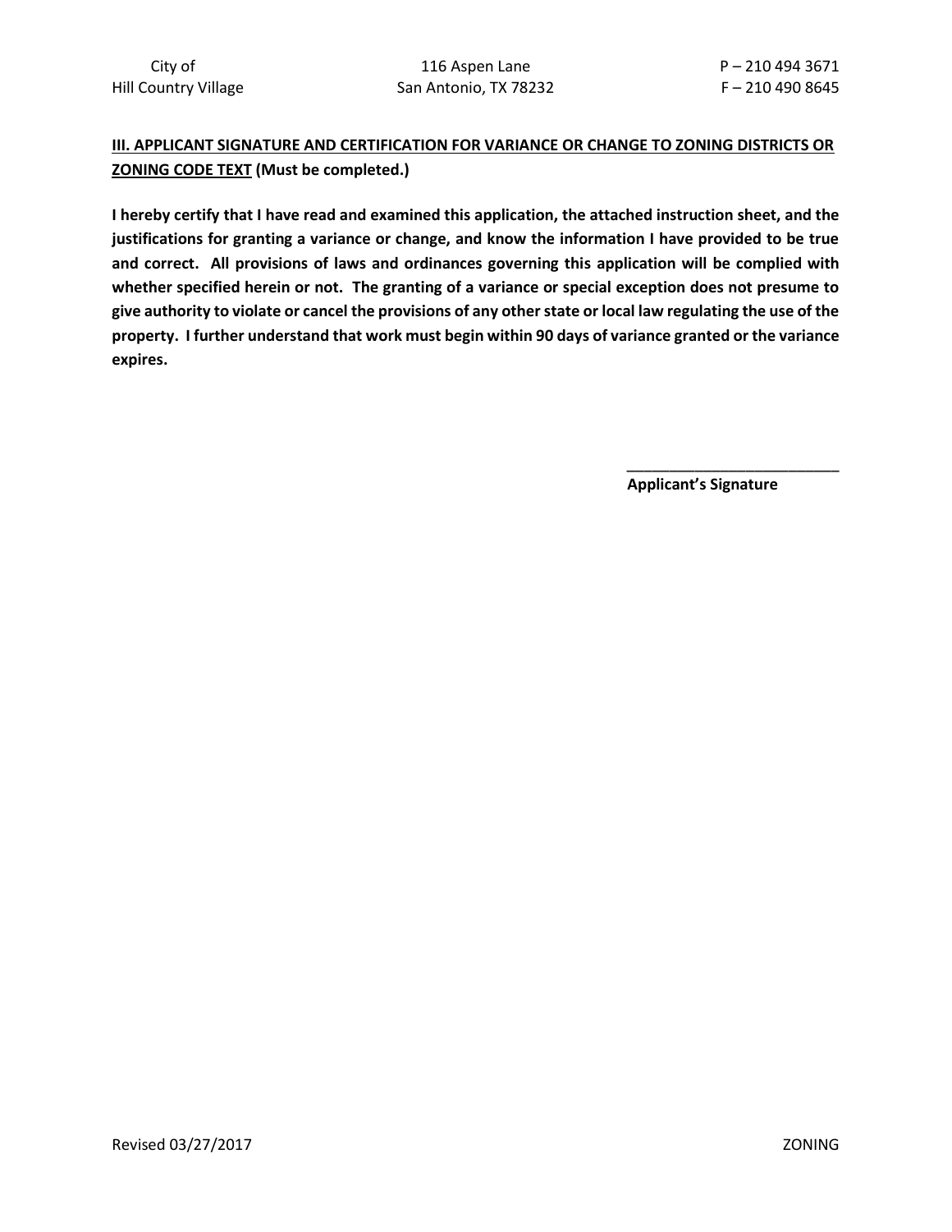**<u>III. APPLICANT SIGNATURE AND CERTIFICATION FOR VARIANCE OR CHANGE TO ZONING DISTRICTS OR ZONING CODE TEXT</u> (Must be completed.)**

**I hereby certify that I have read and examined this application, the attached instruction sheet, and the justifications for granting a variance or change, and know the information I have provided to be true and correct. All provisions of laws and ordinances governing this application will be complied with whether specified herein or not. The granting of a variance or special exception does not presume to give authority to violate or cancel the provisions of any other state or local law regulating the use of the property. I further understand that work must begin within 90 days of variance granted or the variance expires.**

\_\_\_\_\_\_\_\_\_\_\_\_\_\_\_\_\_\_\_\_\_\_\_\_\_\_\_

**Applicant's Signature**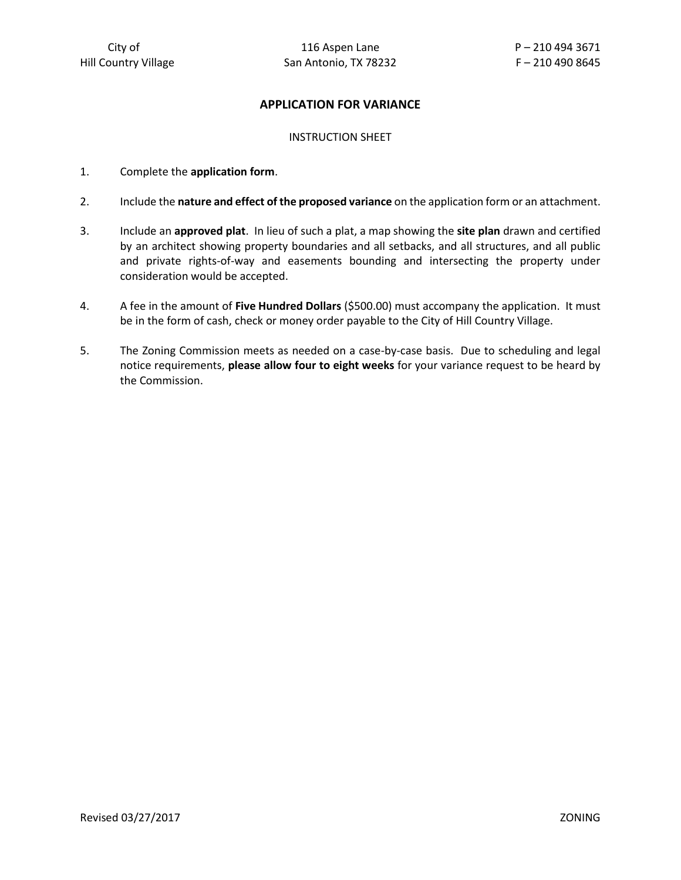City of Hill Country Village | 116 Aspen Lane, San Antonio, TX 78232 | P – 210 494 3671 | F – 210 490 8645

## APPLICATION FOR VARIANCE

INSTRUCTION SHEET

1. Complete the **application form**.

2. Include the **nature and effect of the proposed variance** on the application form or an attachment.

3. Include an **approved plat**. In lieu of such a plat, a map showing the **site plan** drawn and certified by an architect showing property boundaries and all setbacks, and all structures, and all public and private rights-of-way and easements bounding and intersecting the property under consideration would be accepted.

4. A fee in the amount of **Five Hundred Dollars** ($500.00) must accompany the application. It must be in the form of cash, check or money order payable to the City of Hill Country Village.

5. The Zoning Commission meets as needed on a case-by-case basis. Due to scheduling and legal notice requirements, **please allow four to eight weeks** for your variance request to be heard by the Commission.

Revised 03/27/2017 ZONING